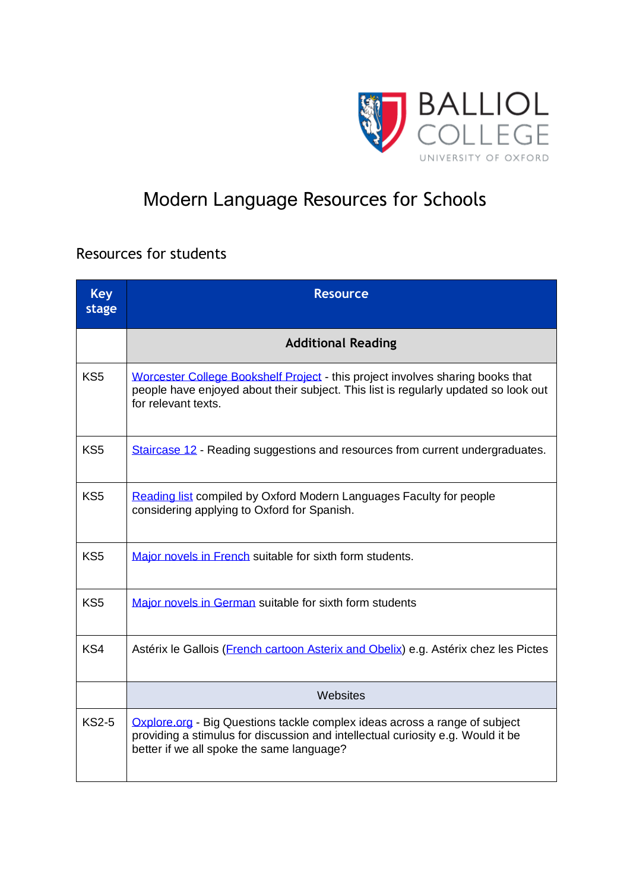# Modern Language Resources for Schools

## Resources for students

| Key stage | Resource |
|---|---|
| | **Additional Reading** |
| KS5 | Worcester College Bookshelf Project - this project involves sharing books that people have enjoyed about their subject. This list is regularly updated so look out for relevant texts. |
| KS5 | Staircase 12 - Reading suggestions and resources from current undergraduates. |
| KS5 | Reading list compiled by Oxford Modern Languages Faculty for people considering applying to Oxford for Spanish. |
| KS5 | Major novels in French suitable for sixth form students. |
| KS5 | Major novels in German suitable for sixth form students |
| KS4 | Astérix le Gallois (French cartoon Asterix and Obelix) e.g. Astérix chez les Pictes |
| | Websites |
| KS2-5 | Oxplore.org - Big Questions tackle complex ideas across a range of subject providing a stimulus for discussion and intellectual curiosity e.g. Would it be better if we all spoke the same language? |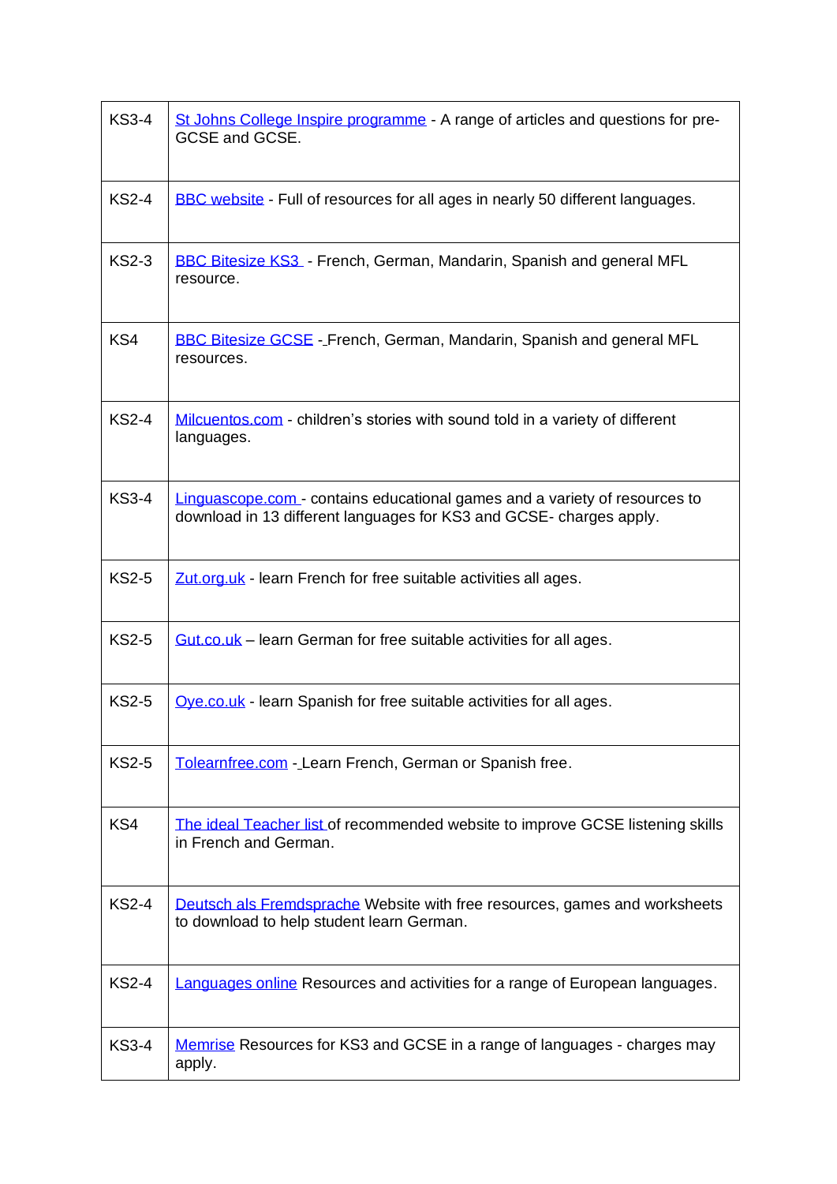| | |
|---|---|
| KS3-4 | St Johns College Inspire programme - A range of articles and questions for pre-GCSE and GCSE. |
| KS2-4 | BBC website - Full of resources for all ages in nearly 50 different languages. |
| KS2-3 | BBC Bitesize KS3 - French, German, Mandarin, Spanish and general MFL resource. |
| KS4 | BBC Bitesize GCSE - French, German, Mandarin, Spanish and general MFL resources. |
| KS2-4 | Milcuentos.com - children's stories with sound told in a variety of different languages. |
| KS3-4 | Linguascope.com - contains educational games and a variety of resources to download in 13 different languages for KS3 and GCSE- charges apply. |
| KS2-5 | Zut.org.uk - learn French for free suitable activities all ages. |
| KS2-5 | Gut.co.uk – learn German for free suitable activities for all ages. |
| KS2-5 | Oye.co.uk - learn Spanish for free suitable activities for all ages. |
| KS2-5 | Tolearnfree.com - Learn French, German or Spanish free. |
| KS4 | The ideal Teacher list of recommended website to improve GCSE listening skills in French and German. |
| KS2-4 | Deutsch als Fremdsprache Website with free resources, games and worksheets to download to help student learn German. |
| KS2-4 | Languages online Resources and activities for a range of European languages. |
| KS3-4 | Memrise Resources for KS3 and GCSE in a range of languages - charges may apply. |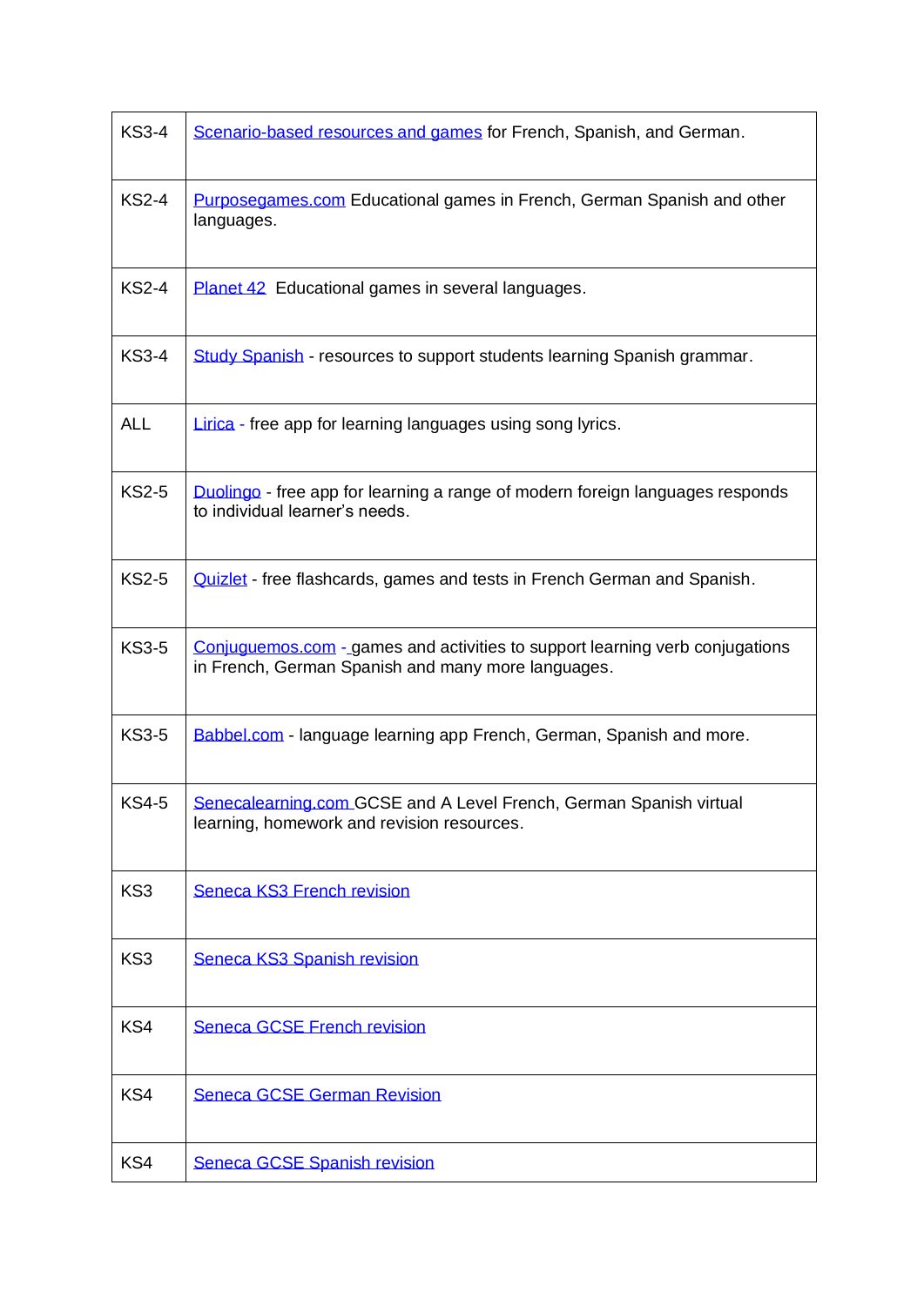| KS3-4 | Scenario-based resources and games for French, Spanish, and German. |
|---|---|
| KS2-4 | Purposegames.com Educational games in French, German Spanish and other languages. |
| KS2-4 | Planet 42  Educational games in several languages. |
| KS3-4 | Study Spanish - resources to support students learning Spanish grammar. |
| ALL | Lirica - free app for learning languages using song lyrics. |
| KS2-5 | Duolingo - free app for learning a range of modern foreign languages responds to individual learner's needs. |
| KS2-5 | Quizlet - free flashcards, games and tests in French German and Spanish. |
| KS3-5 | Conjuguemos.com - games and activities to support learning verb conjugations in French, German Spanish and many more languages. |
| KS3-5 | Babbel.com - language learning app French, German, Spanish and more. |
| KS4-5 | Senecalearning.com GCSE and A Level French, German Spanish virtual learning, homework and revision resources. |
| KS3 | Seneca KS3 French revision |
| KS3 | Seneca KS3 Spanish revision |
| KS4 | Seneca GCSE French revision |
| KS4 | Seneca GCSE German Revision |
| KS4 | Seneca GCSE Spanish revision |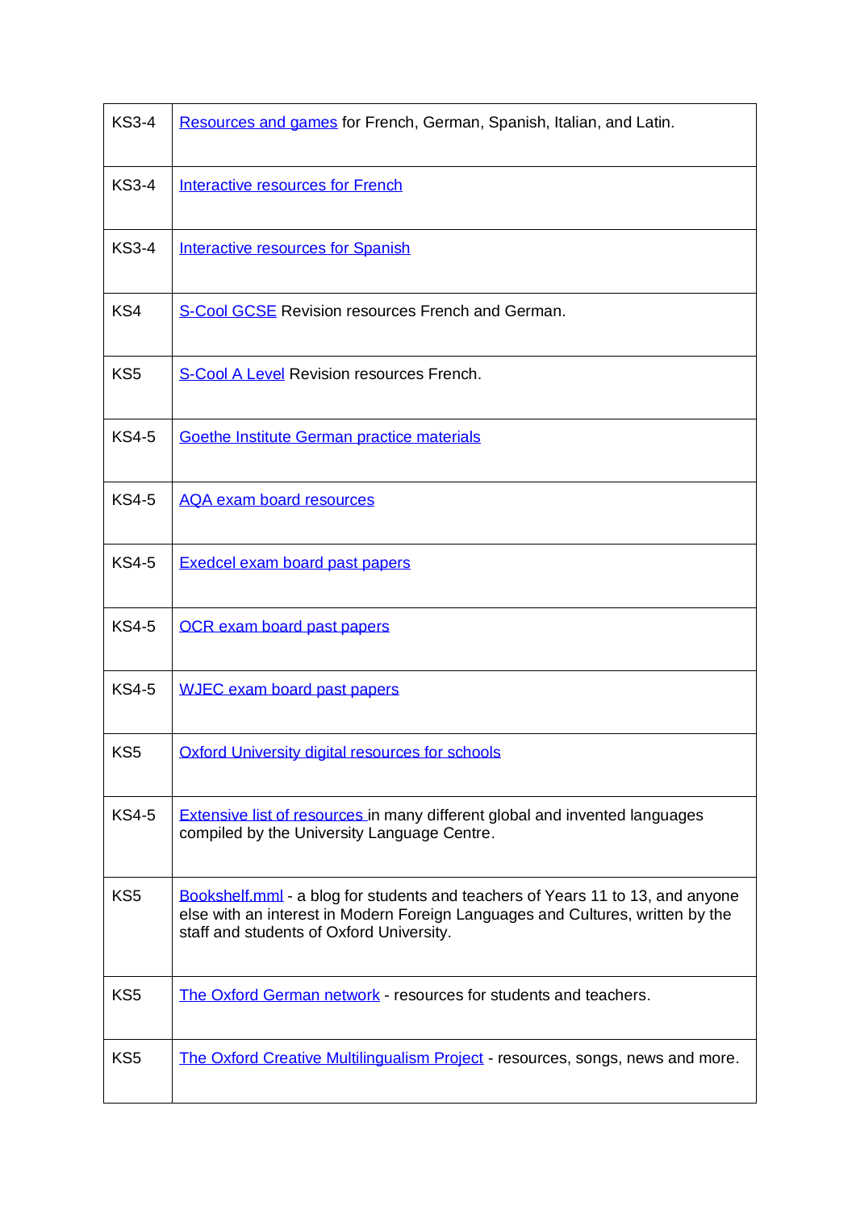| KS3-4 | Resources and games for French, German, Spanish, Italian, and Latin. |
|---|---|
| KS3-4 | Interactive resources for French |
| KS3-4 | Interactive resources for Spanish |
| KS4 | S-Cool GCSE Revision resources French and German. |
| KS5 | S-Cool A Level Revision resources French. |
| KS4-5 | Goethe Institute German practice materials |
| KS4-5 | AQA exam board resources |
| KS4-5 | Exedcel exam board past papers |
| KS4-5 | OCR exam board past papers |
| KS4-5 | WJEC exam board past papers |
| KS5 | Oxford University digital resources for schools |
| KS4-5 | Extensive list of resources in many different global and invented languages compiled by the University Language Centre. |
| KS5 | Bookshelf.mml - a blog for students and teachers of Years 11 to 13, and anyone else with an interest in Modern Foreign Languages and Cultures, written by the staff and students of Oxford University. |
| KS5 | The Oxford German network - resources for students and teachers. |
| KS5 | The Oxford Creative Multilingualism Project - resources, songs, news and more. |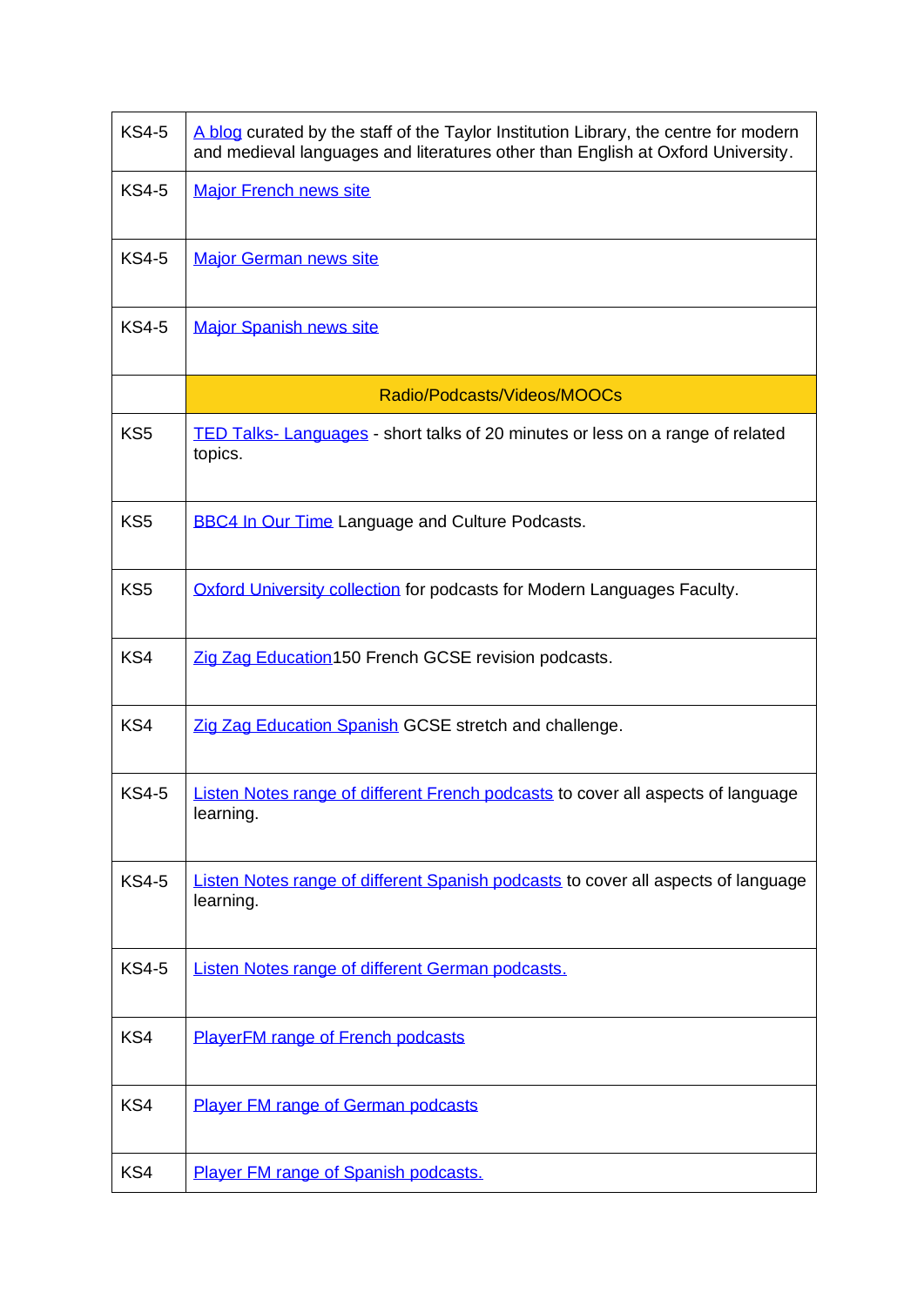| | |
|---|---|
| KS4-5 | A blog curated by the staff of the Taylor Institution Library, the centre for modern and medieval languages and literatures other than English at Oxford University. |
| KS4-5 | Major French news site |
| KS4-5 | Major German news site |
| KS4-5 | Major Spanish news site |
| | Radio/Podcasts/Videos/MOOCs |
| KS5 | TED Talks- Languages - short talks of 20 minutes or less on a range of related topics. |
| KS5 | BBC4 In Our Time Language and Culture Podcasts. |
| KS5 | Oxford University collection for podcasts for Modern Languages Faculty. |
| KS4 | Zig Zag Education150 French GCSE revision podcasts. |
| KS4 | Zig Zag Education Spanish GCSE stretch and challenge. |
| KS4-5 | Listen Notes range of different French podcasts to cover all aspects of language learning. |
| KS4-5 | Listen Notes range of different Spanish podcasts to cover all aspects of language learning. |
| KS4-5 | Listen Notes range of different German podcasts. |
| KS4 | PlayerFM range of French podcasts |
| KS4 | Player FM range of German podcasts |
| KS4 | Player FM range of Spanish podcasts. |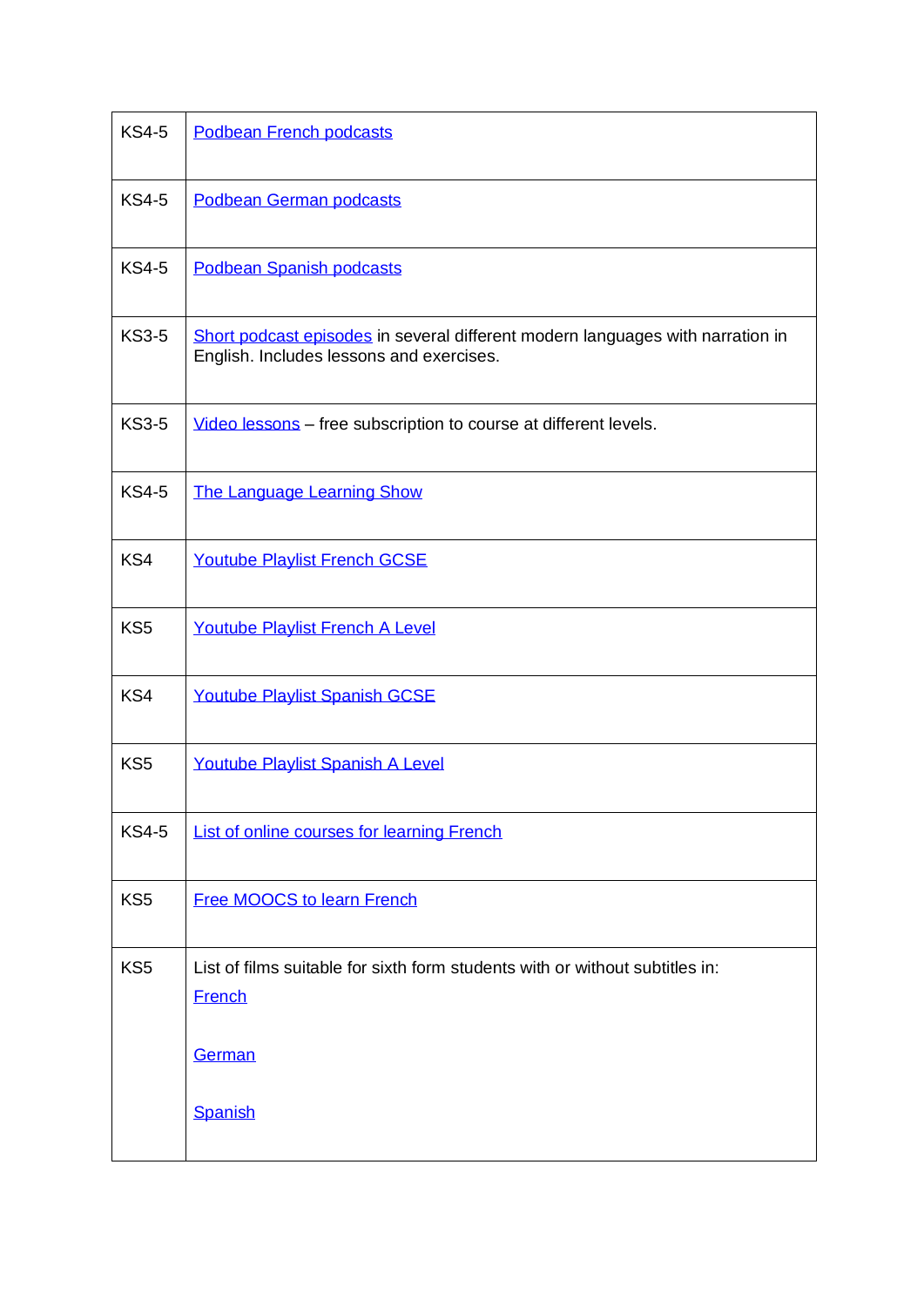| | |
|---|---|
| KS4-5 | Podbean French podcasts |
| KS4-5 | Podbean German podcasts |
| KS4-5 | Podbean Spanish podcasts |
| KS3-5 | Short podcast episodes in several different modern languages with narration in English. Includes lessons and exercises. |
| KS3-5 | Video lessons – free subscription to course at different levels. |
| KS4-5 | The Language Learning Show |
| KS4 | Youtube Playlist French GCSE |
| KS5 | Youtube Playlist French A Level |
| KS4 | Youtube Playlist Spanish GCSE |
| KS5 | Youtube Playlist Spanish A Level |
| KS4-5 | List of online courses for learning French |
| KS5 | Free MOOCS to learn French |
| KS5 | List of films suitable for sixth form students with or without subtitles in:<br>French<br><br>German<br><br>Spanish |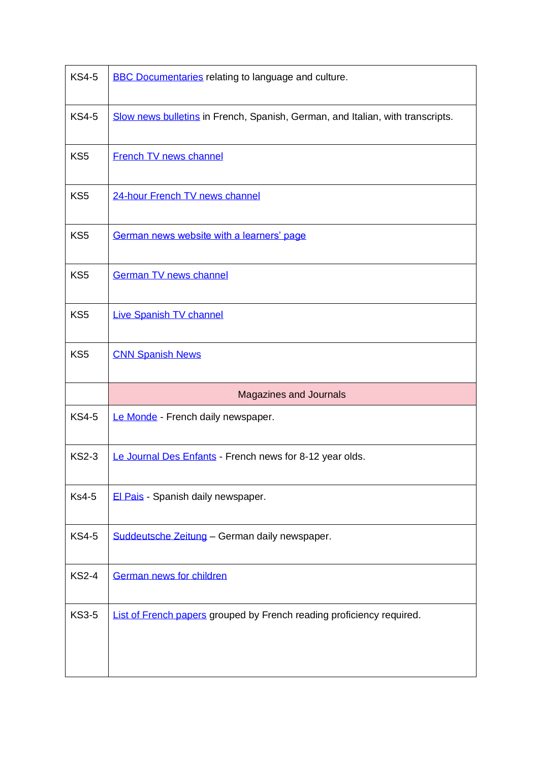| | |
|---|---|
| KS4-5 | BBC Documentaries relating to language and culture. |
| KS4-5 | Slow news bulletins in French, Spanish, German, and Italian, with transcripts. |
| KS5 | French TV news channel |
| KS5 | 24-hour French TV news channel |
| KS5 | German news website with a learners' page |
| KS5 | German TV news channel |
| KS5 | Live Spanish TV channel |
| KS5 | CNN Spanish News |
| | Magazines and Journals |
| KS4-5 | Le Monde - French daily newspaper. |
| KS2-3 | Le Journal Des Enfants - French news for 8-12 year olds. |
| Ks4-5 | El Pais - Spanish daily newspaper. |
| KS4-5 | Suddeutsche Zeitung – German daily newspaper. |
| KS2-4 | German news for children |
| KS3-5 | List of French papers grouped by French reading proficiency required. |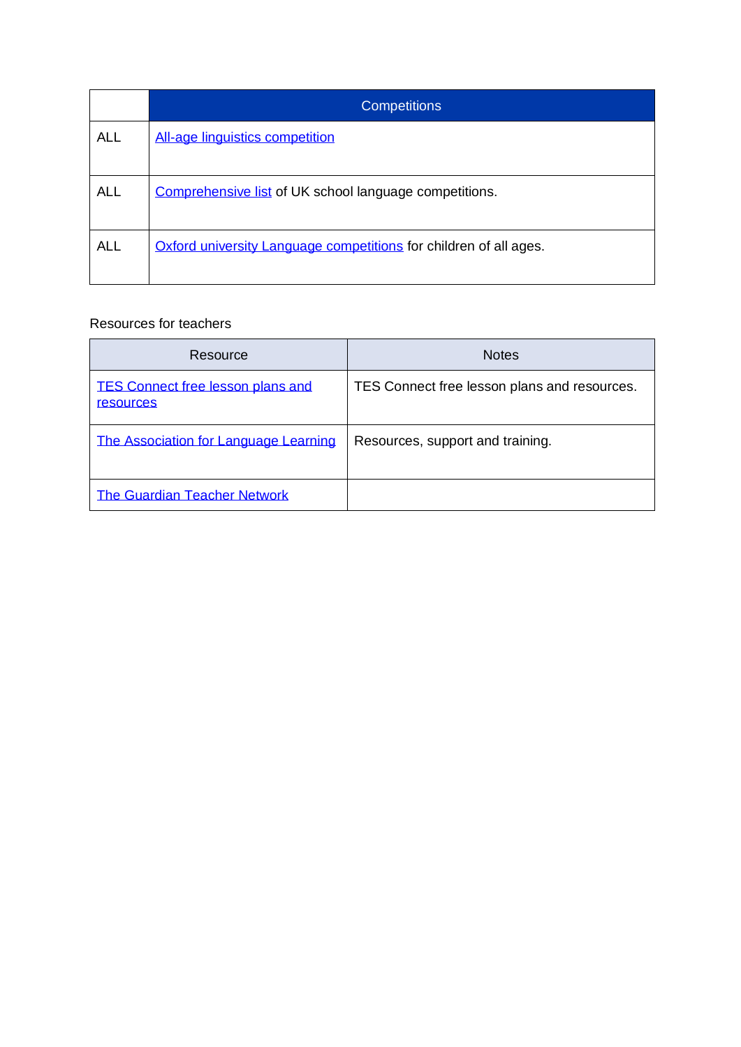| | Competitions |
|---|---|
| ALL | All-age linguistics competition |
| ALL | Comprehensive list of UK school language competitions. |
| ALL | Oxford university Language competitions for children of all ages. |

Resources for teachers

| Resource | Notes |
|---|---|
| TES Connect free lesson plans and resources | TES Connect free lesson plans and resources. |
| The Association for Language Learning | Resources, support and training. |
| The Guardian Teacher Network | |